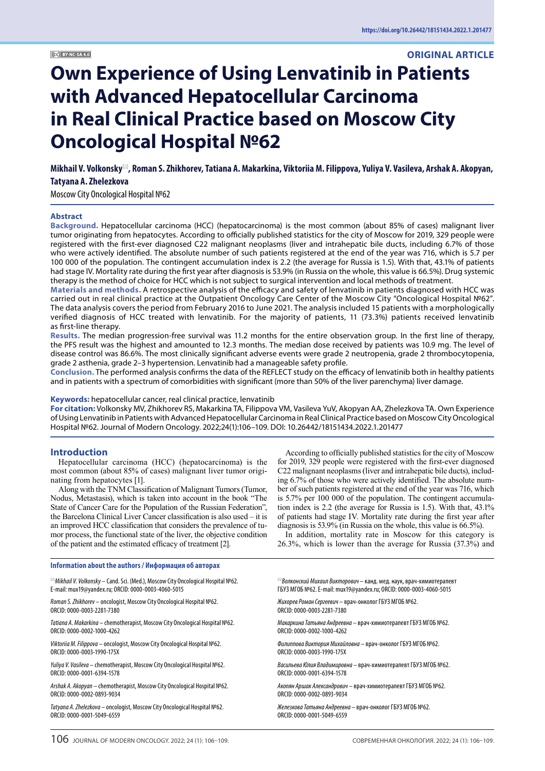https://doi.org/10.26442/18151434.2022.1.201477

BY-NC-SA 4.0

**ORIGINAL ARTICLE**

# Own Experience of Using Lenvatinib in Patients with Advanced Hepatocellular Carcinoma in Real Clinical Practice based on Moscow City Oncological Hospital №62

**Mikhail V. Volkonsky✉, Roman S. Zhikhorev, Tatiana A. Makarkina, Viktoriia M. Filippova, Yuliya V. Vasileva, Arshak A. Akopyan, Tatyana A. Zhelezkova**

Moscow City Oncological Hospital №62

### Abstract

**Background.** Hepatocellular carcinoma (HCC) (hepatocarcinoma) is the most common (about 85% of cases) malignant liver tumor originating from hepatocytes. According to officially published statistics for the city of Moscow for 2019, 329 people were registered with the first-ever diagnosed C22 malignant neoplasms (liver and intrahepatic bile ducts, including 6.7% of those who were actively identified. The absolute number of such patients registered at the end of the year was 716, which is 5.7 per 100 000 of the population. The contingent accumulation index is 2.2 (the average for Russia is 1.5). With that, 43.1% of patients had stage IV. Mortality rate during the first year after diagnosis is 53.9% (in Russia on the whole, this value is 66.5%). Drug systemic therapy is the method of choice for HCC which is not subject to surgical intervention and local methods of treatment.

**Materials and methods.** A retrospective analysis of the efficacy and safety of lenvatinib in patients diagnosed with HCC was carried out in real clinical practice at the Outpatient Oncology Care Center of the Moscow City "Oncological Hospital №62". The data analysis covers the period from February 2016 to June 2021. The analysis included 15 patients with a morphologically verified diagnosis of HCC treated with lenvatinib. For the majority of patients, 11 (73.3%) patients received lenvatinib as first-line therapy.

**Results.** The median progression-free survival was 11.2 months for the entire observation group. In the first line of therapy, the PFS result was the highest and amounted to 12.3 months. The median dose received by patients was 10.9 mg. The level of disease control was 86.6%. The most clinically significant adverse events were grade 2 neutropenia, grade 2 thrombocytopenia, grade 2 asthenia, grade 2–3 hypertension. Lenvatinib had a manageable safety profile.

**Conclusion.** The performed analysis confirms the data of the REFLECT study on the efficacy of lenvatinib both in healthy patients and in patients with a spectrum of comorbidities with significant (more than 50% of the liver parenchyma) liver damage.

**Keywords:** hepatocellular cancer, real clinical practice, lenvatinib

**For citation:** Volkonsky MV, Zhikhorev RS, Makarkina TA, Filippova VM, Vasileva YuV, Akopyan AA, Zhelezkova TA. Own Experience of Using Lenvatinib in Patients with Advanced Hepatocellular Carcinoma in Real Clinical Practice based on Moscow City Oncological Hospital №62. Journal of Modern Oncology. 2022;24(1):106–109. DOI: 10.26442/18151434.2022.1.201477

## Introduction

Hepatocellular carcinoma (HCC) (hepatocarcinoma) is the most common (about 85% of cases) malignant liver tumor originating from hepatocytes [1].

Along with the TNM Classification of Malignant Tumors (Tumor, Nodus, Metastasis), which is taken into account in the book "The State of Cancer Care for the Population of the Russian Federation", the Barcelona Clinical Liver Cancer classification is also used – it is an improved HCC classification that considers the prevalence of tumor process, the functional state of the liver, the objective condition of the patient and the estimated efficacy of treatment [2].

According to officially published statistics for the city of Moscow for 2019, 329 people were registered with the first-ever diagnosed C22 malignant neoplasms (liver and intrahepatic bile ducts), including 6.7% of those who were actively identified. The absolute number of such patients registered at the end of the year was 716, which is 5.7% per 100 000 of the population. The contingent accumulation index is 2.2 (the average for Russia is 1.5). With that, 43.1% of patients had stage IV. Mortality rate during the first year after diagnosis is 53.9% (in Russia on the whole, this value is 66.5%).

In addition, mortality rate in Moscow for this category is 26.3%, which is lower than the average for Russia (37.3%) and

**Information about the authors / Информация об авторах**

| | |
|---|---|
| ✉*Mikhail V. Volkonsky* – Cand. Sci. (Med.), Moscow City Oncological Hospital №62. E-mail: mux19@yandex.ru; ORCID: 0000-0003-4060-5015 | ✉*Волконский Михаил Викторович* – канд. мед. наук, врач-химиотерапевт ГБУЗ МГОБ №62. E-mail: mux19@yandex.ru; ORCID: 0000-0003-4060-5015 |
| *Roman S. Zhikhorev* – oncologist, Moscow City Oncological Hospital №62. ORCID: 0000-0003-2281-7380 | *Жихорев Роман Сергеевич* – врач-онколог ГБУЗ МГОБ №62. ORCID: 0000-0003-2281-7380 |
| *Tatiana A. Makarkina* – chemotherapist, Moscow City Oncological Hospital №62. ORCID: 0000-0002-1000-4262 | *Макаркина Татьяна Андреевна* – врач-химиотерапевт ГБУЗ МГОБ №62. ORCID: 0000-0002-1000-4262 |
| *Viktoriia M. Filippova* – oncologist, Moscow City Oncological Hospital №62. ORCID: 0000-0003-1990-175X | *Филиппова Виктория Михайловна* – врач-онколог ГБУЗ МГОБ №62. ORCID: 0000-0003-1990-175X |
| *Yuliya V. Vasileva* – chemotherapist, Moscow City Oncological Hospital №62. ORCID: 0000-0001-6394-1578 | *Васильева Юлия Владимировна* – врач-химиотерапевт ГБУЗ МГОБ №62. ORCID: 0000-0001-6394-1578 |
| *Arshak A. Akopyan* – chemotherapist, Moscow City Oncological Hospital №62. ORCID: 0000-0002-0893-9034 | *Акопян Аршак Александрович* – врач-химиотерапевт ГБУЗ МГОБ №62. ORCID: 0000-0002-0893-9034 |
| *Tatyana A. Zhelezkova* – oncologist, Moscow City Oncological Hospital №62. ORCID: 0000-0001-5049-6559 | *Железкова Татьяна Андреевна* – врач-онколог ГБУЗ МГОБ №62. ORCID: 0000-0001-5049-6559 |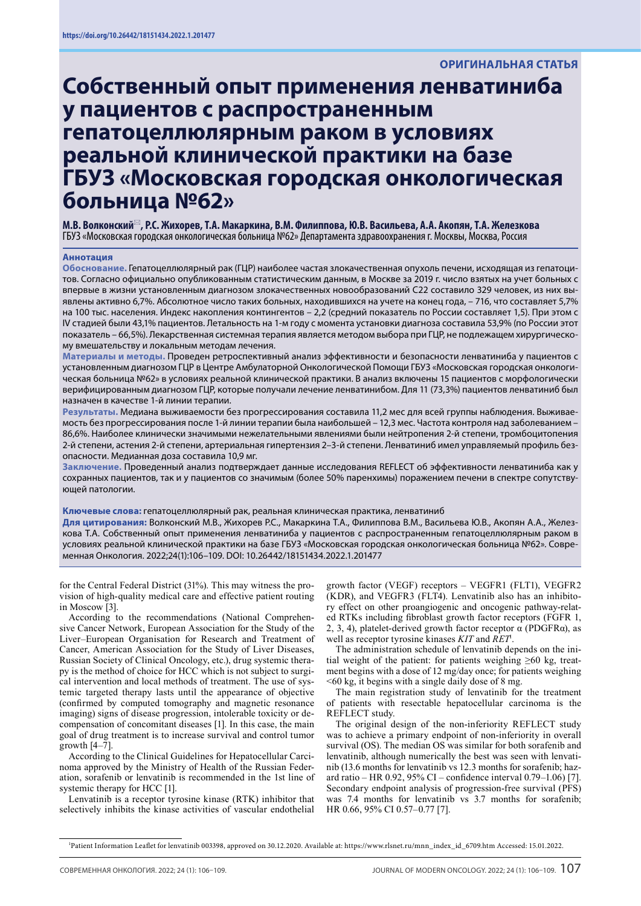https://doi.org/10.26442/18151434.2022.1.201477

ОРИГИНАЛЬНАЯ СТАТЬЯ

# Собственный опыт применения ленватиниба у пациентов с распространенным гепатоцеллюлярным раком в условиях реальной клинической практики на базе ГБУЗ «Московская городская онкологическая больница №62»

**М.В. Волконский✉, Р.С. Жихорев, Т.А. Макаркина, В.М. Филиппова, Ю.В. Васильева, А.А. Акопян, Т.А. Железкова**
ГБУЗ «Московская городская онкологическая больница №62» Департамента здравоохранения г. Москвы, Москва, Россия

## Аннотация

**Обоснование.** Гепатоцеллюлярный рак (ГЦР) наиболее частая злокачественная опухоль печени, исходящая из гепатоцитов. Согласно официально опубликованным статистическим данным, в Москве за 2019 г. число взятых на учет больных с впервые в жизни установленным диагнозом злокачественных новообразований C22 составило 329 человек, из них выявлены активно 6,7%. Абсолютное число таких больных, находившихся на учете на конец года, – 716, что составляет 5,7% на 100 тыс. населения. Индекс накопления контингентов – 2,2 (средний показатель по России составляет 1,5). При этом с IV стадией были 43,1% пациентов. Летальность на 1-м году с момента установки диагноза составила 53,9% (по России этот показатель – 66,5%). Лекарственная системная терапия является методом выбора при ГЦР, не подлежащем хирургическому вмешательству и локальным методам лечения.

**Материалы и методы.** Проведен ретроспективный анализ эффективности и безопасности ленватиниба у пациентов с установленным диагнозом ГЦР в Центре Амбулаторной Онкологической Помощи ГБУЗ «Московская городская онкологическая больница №62» в условиях реальной клинической практики. В анализ включены 15 пациентов с морфологически верифицированным диагнозом ГЦР, которые получали лечение ленватинибом. Для 11 (73,3%) пациентов ленватиниб был назначен в качестве 1-й линии терапии.

**Результаты.** Медиана выживаемости без прогрессирования составила 11,2 мес для всей группы наблюдения. Выживаемость без прогрессирования после 1-й линии терапии была наибольшей – 12,3 мес. Частота контроля над заболеванием – 86,6%. Наиболее клинически значимыми нежелательными явлениями были нейтропения 2-й степени, тромбоцитопения 2-й степени, астения 2-й степени, артериальная гипертензия 2–3-й степени. Ленватиниб имел управляемый профиль безопасности. Медианная доза составила 10,9 мг.

**Заключение.** Проведенный анализ подтверждает данные исследования REFLECT об эффективности ленватиниба как у сохранных пациентов, так и у пациентов со значимым (более 50% паренхимы) поражением печени в спектре сопутствующей патологии.

**Ключевые слова:** гепатоцеллюлярный рак, реальная клиническая практика, ленватиниб

**Для цитирования:** Волконский М.В., Жихорев Р.С., Макаркина Т.А., Филиппова В.М., Васильева Ю.В., Акопян А.А., Железкова Т.А. Собственный опыт применения ленватиниба у пациентов с распространенным гепатоцеллюлярным раком в условиях реальной клинической практики на базе ГБУЗ «Московская городская онкологическая больница №62». Современная Онкология. 2022;24(1):106–109. DOI: 10.26442/18151434.2022.1.201477

---

for the Central Federal District (31%). This may witness the provision of high-quality medical care and effective patient routing in Moscow [3].

According to the recommendations (National Comprehensive Cancer Network, European Association for the Study of the Liver–European Organisation for Research and Treatment of Cancer, American Association for the Study of Liver Diseases, Russian Society of Clinical Oncology, etc.), drug systemic therapy is the method of choice for HCC which is not subject to surgical intervention and local methods of treatment. The use of systemic targeted therapy lasts until the appearance of objective (confirmed by computed tomography and magnetic resonance imaging) signs of disease progression, intolerable toxicity or decompensation of concomitant diseases [1]. In this case, the main goal of drug treatment is to increase survival and control tumor growth [4–7].

According to the Clinical Guidelines for Hepatocellular Carcinoma approved by the Ministry of Health of the Russian Federation, sorafenib or lenvatinib is recommended in the 1st line of systemic therapy for HCC [1].

Lenvatinib is a receptor tyrosine kinase (RTK) inhibitor that selectively inhibits the kinase activities of vascular endothelial growth factor (VEGF) receptors – VEGFR1 (FLT1), VEGFR2 (KDR), and VEGFR3 (FLT4). Lenvatinib also has an inhibitory effect on other proangiogenic and oncogenic pathway-related RTKs including fibroblast growth factor receptors (FGFR 1, 2, 3, 4), platelet-derived growth factor receptor α (PDGFRα), as well as receptor tyrosine kinases *KIT* and *RET*[1].

The administration schedule of lenvatinib depends on the initial weight of the patient: for patients weighing ≥60 kg, treatment begins with a dose of 12 mg/day once; for patients weighing <60 kg, it begins with a single daily dose of 8 mg.

The main registration study of lenvatinib for the treatment of patients with resectable hepatocellular carcinoma is the REFLECT study.

The original design of the non-inferiority REFLECT study was to achieve a primary endpoint of non-inferiority in overall survival (OS). The median OS was similar for both sorafenib and lenvatinib, although numerically the best was seen with lenvatinib (13.6 months for lenvatinib vs 12.3 months for sorafenib; hazard ratio – HR 0.92, 95% CI – confidence interval 0.79–1.06) [7]. Secondary endpoint analysis of progression-free survival (PFS) was 7.4 months for lenvatinib vs 3.7 months for sorafenib; HR 0.66, 95% CI 0.57–0.77 [7].

---

[1]Patient Information Leaflet for lenvatinib 003398, approved on 30.12.2020. Available at: https://www.rlsnet.ru/mnn_index_id_6709.htm Accessed: 15.01.2022.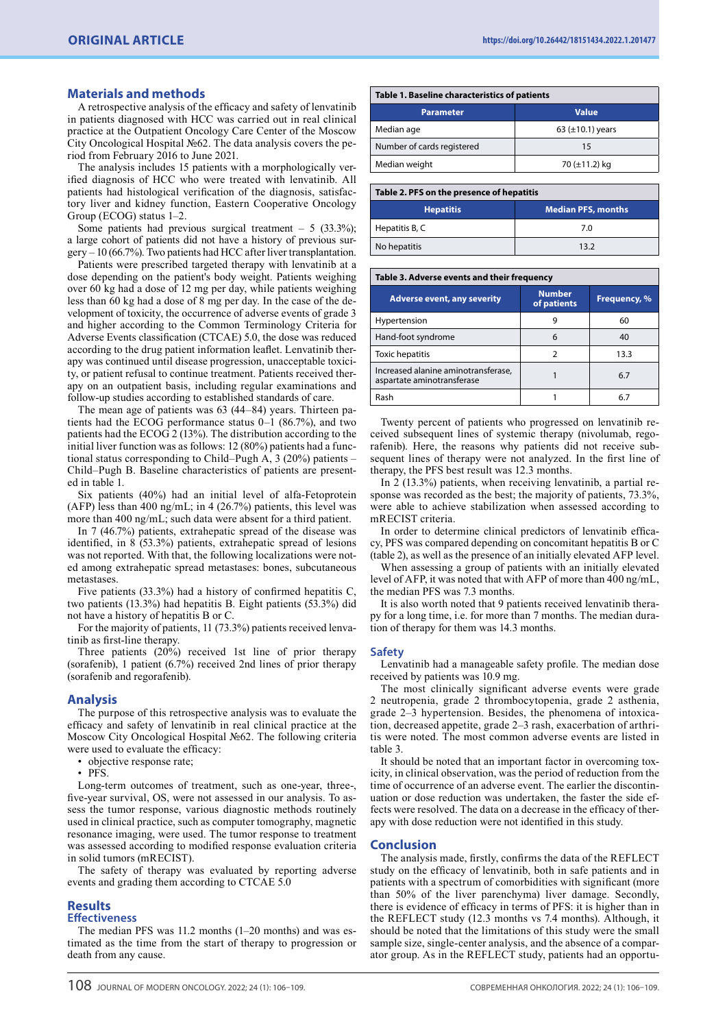## Materials and methods

A retrospective analysis of the efficacy and safety of lenvatinib in patients diagnosed with HCC was carried out in real clinical practice at the Outpatient Oncology Care Center of the Moscow City Oncological Hospital №62. The data analysis covers the period from February 2016 to June 2021.

The analysis includes 15 patients with a morphologically verified diagnosis of HCC who were treated with lenvatinib. All patients had histological verification of the diagnosis, satisfactory liver and kidney function, Eastern Cooperative Oncology Group (ECOG) status 1–2.

Some patients had previous surgical treatment – 5 (33.3%); a large cohort of patients did not have a history of previous surgery – 10 (66.7%). Two patients had HCC after liver transplantation.

Patients were prescribed targeted therapy with lenvatinib at a dose depending on the patient's body weight. Patients weighing over 60 kg had a dose of 12 mg per day, while patients weighing less than 60 kg had a dose of 8 mg per day. In the case of the development of toxicity, the occurrence of adverse events of grade 3 and higher according to the Common Terminology Criteria for Adverse Events classification (CTCAE) 5.0, the dose was reduced according to the drug patient information leaflet. Lenvatinib therapy was continued until disease progression, unacceptable toxicity, or patient refusal to continue treatment. Patients received therapy on an outpatient basis, including regular examinations and follow-up studies according to established standards of care.

The mean age of patients was 63 (44–84) years. Thirteen patients had the ECOG performance status 0–1 (86.7%), and two patients had the ECOG 2 (13%). The distribution according to the initial liver function was as follows: 12 (80%) patients had a functional status corresponding to Child–Pugh A, 3 (20%) patients – Child–Pugh B. Baseline characteristics of patients are presented in table 1.

Six patients (40%) had an initial level of alfa-Fetoprotein (AFP) less than 400 ng/mL; in 4 (26.7%) patients, this level was more than 400 ng/mL; such data were absent for a third patient.

In 7 (46.7%) patients, extrahepatic spread of the disease was identified, in 8 (53.3%) patients, extrahepatic spread of lesions was not reported. With that, the following localizations were noted among extrahepatic spread metastases: bones, subcutaneous metastases.

Five patients (33.3%) had a history of confirmed hepatitis C, two patients (13.3%) had hepatitis B. Eight patients (53.3%) did not have a history of hepatitis B or C.

For the majority of patients, 11 (73.3%) patients received lenvatinib as first-line therapy.

Three patients (20%) received 1st line of prior therapy (sorafenib), 1 patient (6.7%) received 2nd lines of prior therapy (sorafenib and regorafenib).

## Analysis

The purpose of this retrospective analysis was to evaluate the efficacy and safety of lenvatinib in real clinical practice at the Moscow City Oncological Hospital №62. The following criteria were used to evaluate the efficacy:

- objective response rate;
- PFS.

Long-term outcomes of treatment, such as one-year, three-, five-year survival, OS, were not assessed in our analysis. To assess the tumor response, various diagnostic methods routinely used in clinical practice, such as computer tomography, magnetic resonance imaging, were used. The tumor response to treatment was assessed according to modified response evaluation criteria in solid tumors (mRECIST).

The safety of therapy was evaluated by reporting adverse events and grading them according to CTCAE 5.0

## Results

### Effectiveness

The median PFS was 11.2 months (1–20 months) and was estimated as the time from the start of therapy to progression or death from any cause.

**Table 1. Baseline characteristics of patients**

| Parameter | Value |
|---|---|
| Median age | 63 (±10.1) years |
| Number of cards registered | 15 |
| Median weight | 70 (±11.2) kg |

**Table 2. PFS on the presence of hepatitis**

| Hepatitis | Median PFS, months |
|---|---|
| Hepatitis B, C | 7.0 |
| No hepatitis | 13.2 |

**Table 3. Adverse events and their frequency**

| Adverse event, any severity | Number of patients | Frequency, % |
|---|---|---|
| Hypertension | 9 | 60 |
| Hand-foot syndrome | 6 | 40 |
| Toxic hepatitis | 2 | 13.3 |
| Increased alanine aminotransferase, aspartate aminotransferase | 1 | 6.7 |
| Rash | 1 | 6.7 |

Twenty percent of patients who progressed on lenvatinib received subsequent lines of systemic therapy (nivolumab, regorafenib). Here, the reasons why patients did not receive subsequent lines of therapy were not analyzed. In the first line of therapy, the PFS best result was 12.3 months.

In 2 (13.3%) patients, when receiving lenvatinib, a partial response was recorded as the best; the majority of patients, 73.3%, were able to achieve stabilization when assessed according to mRECIST criteria.

In order to determine clinical predictors of lenvatinib efficacy, PFS was compared depending on concomitant hepatitis B or C (table 2), as well as the presence of an initially elevated AFP level.

When assessing a group of patients with an initially elevated level of AFP, it was noted that with AFP of more than 400 ng/mL, the median PFS was 7.3 months.

It is also worth noted that 9 patients received lenvatinib therapy for a long time, i.e. for more than 7 months. The median duration of therapy for them was 14.3 months.

### Safety

Lenvatinib had a manageable safety profile. The median dose received by patients was 10.9 mg.

The most clinically significant adverse events were grade 2 neutropenia, grade 2 thrombocytopenia, grade 2 asthenia, grade 2–3 hypertension. Besides, the phenomena of intoxication, decreased appetite, grade 2–3 rash, exacerbation of arthritis were noted. The most common adverse events are listed in table 3.

It should be noted that an important factor in overcoming toxicity, in clinical observation, was the period of reduction from the time of occurrence of an adverse event. The earlier the discontinuation or dose reduction was undertaken, the faster the side effects were resolved. The data on a decrease in the efficacy of therapy with dose reduction were not identified in this study.

## Conclusion

The analysis made, firstly, confirms the data of the REFLECT study on the efficacy of lenvatinib, both in safe patients and in patients with a spectrum of comorbidities with significant (more than 50% of the liver parenchyma) liver damage. Secondly, there is evidence of efficacy in terms of PFS: it is higher than in the REFLECT study (12.3 months vs 7.4 months). Although, it should be noted that the limitations of this study were the small sample size, single-center analysis, and the absence of a comparator group. As in the REFLECT study, patients had an opportu-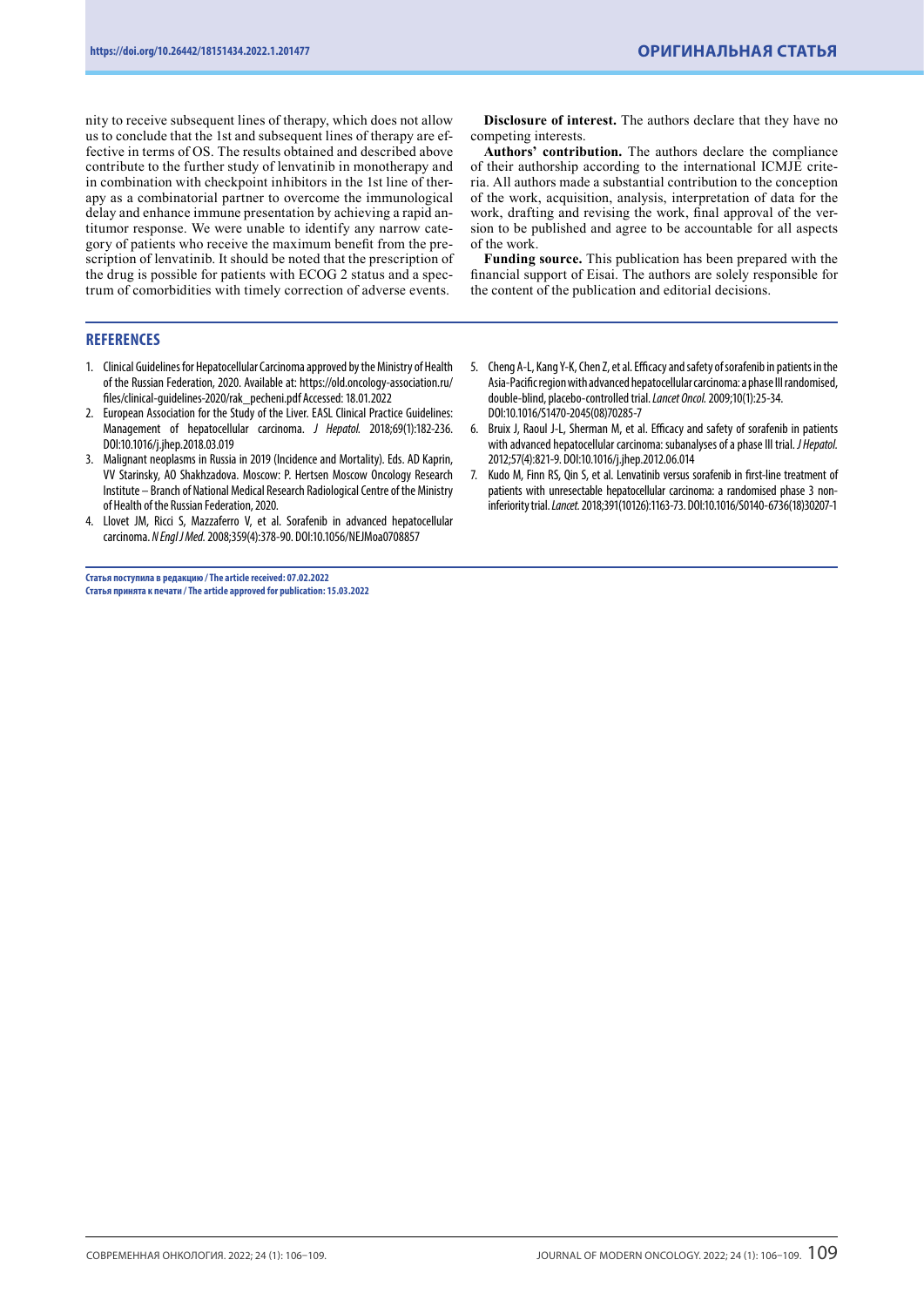nity to receive subsequent lines of therapy, which does not allow us to conclude that the 1st and subsequent lines of therapy are effective in terms of OS. The results obtained and described above contribute to the further study of lenvatinib in monotherapy and in combination with checkpoint inhibitors in the 1st line of therapy as a combinatorial partner to overcome the immunological delay and enhance immune presentation by achieving a rapid antitumor response. We were unable to identify any narrow category of patients who receive the maximum benefit from the prescription of lenvatinib. It should be noted that the prescription of the drug is possible for patients with ECOG 2 status and a spectrum of comorbidities with timely correction of adverse events.

**Disclosure of interest.** The authors declare that they have no competing interests.

**Authors' contribution.** The authors declare the compliance of their authorship according to the international ICMJE criteria. All authors made a substantial contribution to the conception of the work, acquisition, analysis, interpretation of data for the work, drafting and revising the work, final approval of the version to be published and agree to be accountable for all aspects of the work.

**Funding source.** This publication has been prepared with the financial support of Eisai. The authors are solely responsible for the content of the publication and editorial decisions.

## REFERENCES

1. Clinical Guidelines for Hepatocellular Carcinoma approved by the Ministry of Health of the Russian Federation, 2020. Available at: https://old.oncology-association.ru/files/clinical-guidelines-2020/rak_pecheni.pdf Accessed: 18.01.2022
2. European Association for the Study of the Liver. EASL Clinical Practice Guidelines: Management of hepatocellular carcinoma. *J Hepatol.* 2018;69(1):182-236. DOI:10.1016/j.jhep.2018.03.019
3. Malignant neoplasms in Russia in 2019 (Incidence and Mortality). Eds. AD Kaprin, VV Starinsky, AO Shakhzadova. Moscow: P. Hertsen Moscow Oncology Research Institute – Branch of National Medical Research Radiological Centre of the Ministry of Health of the Russian Federation, 2020.
4. Llovet JM, Ricci S, Mazzaferro V, et al. Sorafenib in advanced hepatocellular carcinoma. *N Engl J Med.* 2008;359(4):378-90. DOI:10.1056/NEJMoa0708857
5. Cheng A-L, Kang Y-K, Chen Z, et al. Efficacy and safety of sorafenib in patients in the Asia-Pacific region with advanced hepatocellular carcinoma: a phase III randomised, double-blind, placebo-controlled trial. *Lancet Oncol.* 2009;10(1):25-34. DOI:10.1016/S1470-2045(08)70285-7
6. Bruix J, Raoul J-L, Sherman M, et al. Efficacy and safety of sorafenib in patients with advanced hepatocellular carcinoma: subanalyses of a phase III trial. *J Hepatol.* 2012;57(4):821-9. DOI:10.1016/j.jhep.2012.06.014
7. Kudo M, Finn RS, Qin S, et al. Lenvatinib versus sorafenib in first-line treatment of patients with unresectable hepatocellular carcinoma: a randomised phase 3 non-inferiority trial. *Lancet.* 2018;391(10126):1163-73. DOI:10.1016/S0140-6736(18)30207-1

**Статья поступила в редакцию / The article received: 07.02.2022**
**Статья принята к печати / The article approved for publication: 15.03.2022**